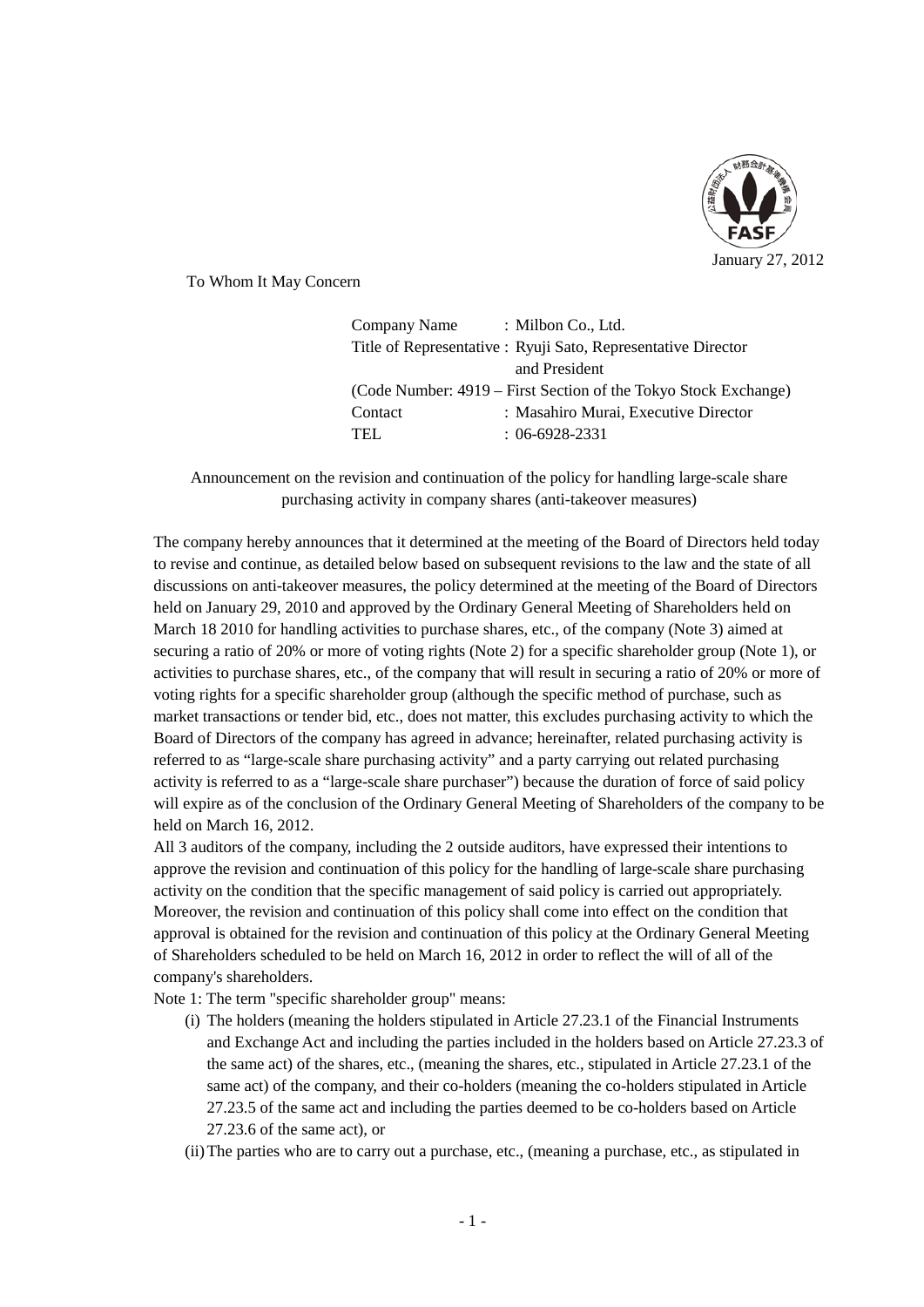January 27, 2012

To Whom It May Concern

Company Name : Milbon Co., Ltd.
Title of Representative : Ryuji Sato, Representative Director and President
(Code Number: 4919 – First Section of the Tokyo Stock Exchange)
Contact : Masahiro Murai, Executive Director
TEL : 06-6928-2331

Announcement on the revision and continuation of the policy for handling large-scale share purchasing activity in company shares (anti-takeover measures)

The company hereby announces that it determined at the meeting of the Board of Directors held today to revise and continue, as detailed below based on subsequent revisions to the law and the state of all discussions on anti-takeover measures, the policy determined at the meeting of the Board of Directors held on January 29, 2010 and approved by the Ordinary General Meeting of Shareholders held on March 18 2010 for handling activities to purchase shares, etc., of the company (Note 3) aimed at securing a ratio of 20% or more of voting rights (Note 2) for a specific shareholder group (Note 1), or activities to purchase shares, etc., of the company that will result in securing a ratio of 20% or more of voting rights for a specific shareholder group (although the specific method of purchase, such as market transactions or tender bid, etc., does not matter, this excludes purchasing activity to which the Board of Directors of the company has agreed in advance; hereinafter, related purchasing activity is referred to as "large-scale share purchasing activity" and a party carrying out related purchasing activity is referred to as a "large-scale share purchaser") because the duration of force of said policy will expire as of the conclusion of the Ordinary General Meeting of Shareholders of the company to be held on March 16, 2012.

All 3 auditors of the company, including the 2 outside auditors, have expressed their intentions to approve the revision and continuation of this policy for the handling of large-scale share purchasing activity on the condition that the specific management of said policy is carried out appropriately. Moreover, the revision and continuation of this policy shall come into effect on the condition that approval is obtained for the revision and continuation of this policy at the Ordinary General Meeting of Shareholders scheduled to be held on March 16, 2012 in order to reflect the will of all of the company's shareholders.

Note 1: The term "specific shareholder group" means:

(i) The holders (meaning the holders stipulated in Article 27.23.1 of the Financial Instruments and Exchange Act and including the parties included in the holders based on Article 27.23.3 of the same act) of the shares, etc., (meaning the shares, etc., stipulated in Article 27.23.1 of the same act) of the company, and their co-holders (meaning the co-holders stipulated in Article 27.23.5 of the same act and including the parties deemed to be co-holders based on Article 27.23.6 of the same act), or

(ii) The parties who are to carry out a purchase, etc., (meaning a purchase, etc., as stipulated in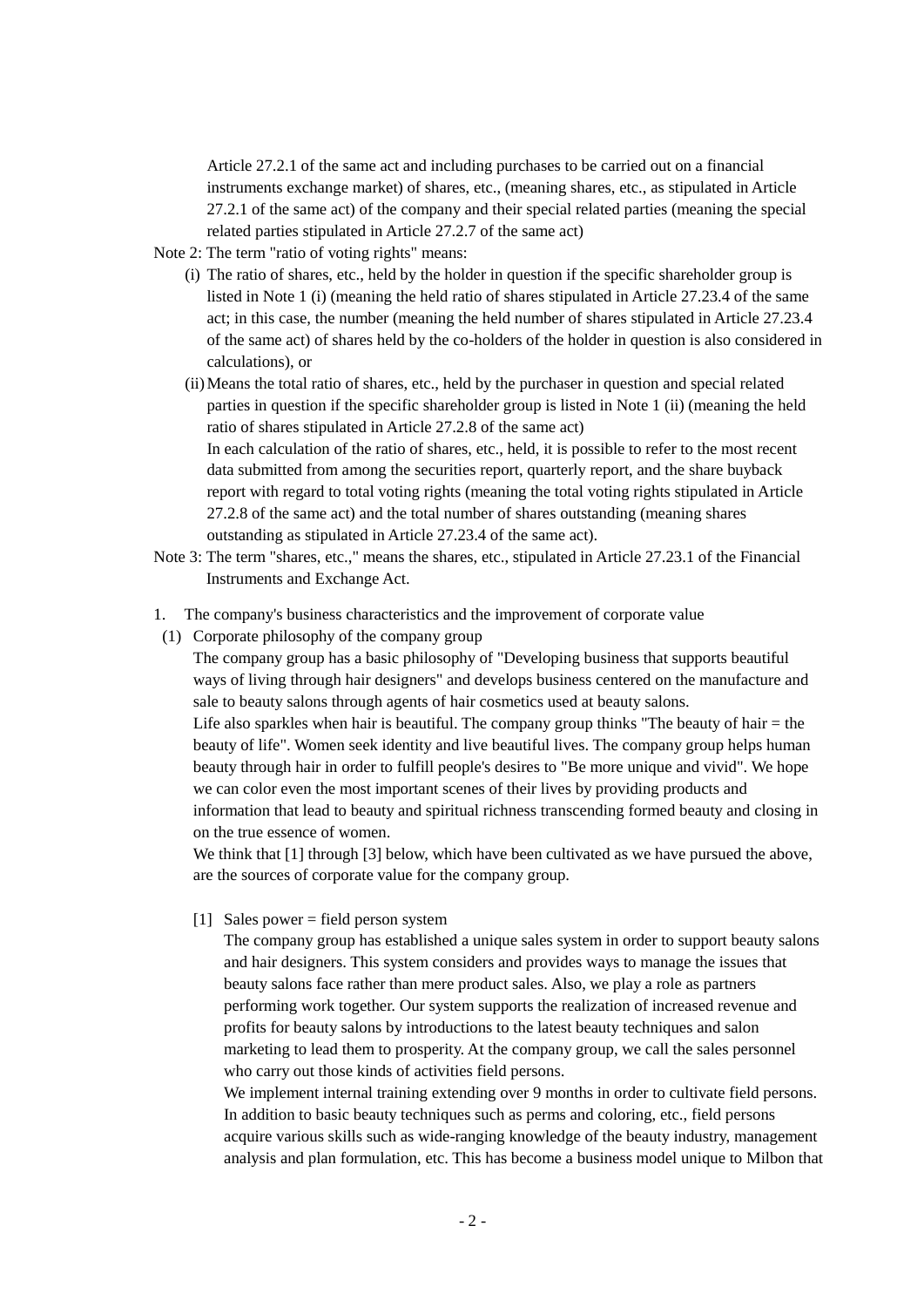Article 27.2.1 of the same act and including purchases to be carried out on a financial instruments exchange market) of shares, etc., (meaning shares, etc., as stipulated in Article 27.2.1 of the same act) of the company and their special related parties (meaning the special related parties stipulated in Article 27.2.7 of the same act)

Note 2: The term "ratio of voting rights" means:

(i) The ratio of shares, etc., held by the holder in question if the specific shareholder group is listed in Note 1 (i) (meaning the held ratio of shares stipulated in Article 27.23.4 of the same act; in this case, the number (meaning the held number of shares stipulated in Article 27.23.4 of the same act) of shares held by the co-holders of the holder in question is also considered in calculations), or

(ii) Means the total ratio of shares, etc., held by the purchaser in question and special related parties in question if the specific shareholder group is listed in Note 1 (ii) (meaning the held ratio of shares stipulated in Article 27.2.8 of the same act)

In each calculation of the ratio of shares, etc., held, it is possible to refer to the most recent data submitted from among the securities report, quarterly report, and the share buyback report with regard to total voting rights (meaning the total voting rights stipulated in Article 27.2.8 of the same act) and the total number of shares outstanding (meaning shares outstanding as stipulated in Article 27.23.4 of the same act).

Note 3: The term "shares, etc.," means the shares, etc., stipulated in Article 27.23.1 of the Financial Instruments and Exchange Act.

1. The company's business characteristics and the improvement of corporate value

(1) Corporate philosophy of the company group

The company group has a basic philosophy of "Developing business that supports beautiful ways of living through hair designers" and develops business centered on the manufacture and sale to beauty salons through agents of hair cosmetics used at beauty salons.

Life also sparkles when hair is beautiful. The company group thinks "The beauty of hair = the beauty of life". Women seek identity and live beautiful lives. The company group helps human beauty through hair in order to fulfill people's desires to "Be more unique and vivid". We hope we can color even the most important scenes of their lives by providing products and information that lead to beauty and spiritual richness transcending formed beauty and closing in on the true essence of women.

We think that [1] through [3] below, which have been cultivated as we have pursued the above, are the sources of corporate value for the company group.

[1] Sales power = field person system

The company group has established a unique sales system in order to support beauty salons and hair designers. This system considers and provides ways to manage the issues that beauty salons face rather than mere product sales. Also, we play a role as partners performing work together. Our system supports the realization of increased revenue and profits for beauty salons by introductions to the latest beauty techniques and salon marketing to lead them to prosperity. At the company group, we call the sales personnel who carry out those kinds of activities field persons.

We implement internal training extending over 9 months in order to cultivate field persons. In addition to basic beauty techniques such as perms and coloring, etc., field persons acquire various skills such as wide-ranging knowledge of the beauty industry, management analysis and plan formulation, etc. This has become a business model unique to Milbon that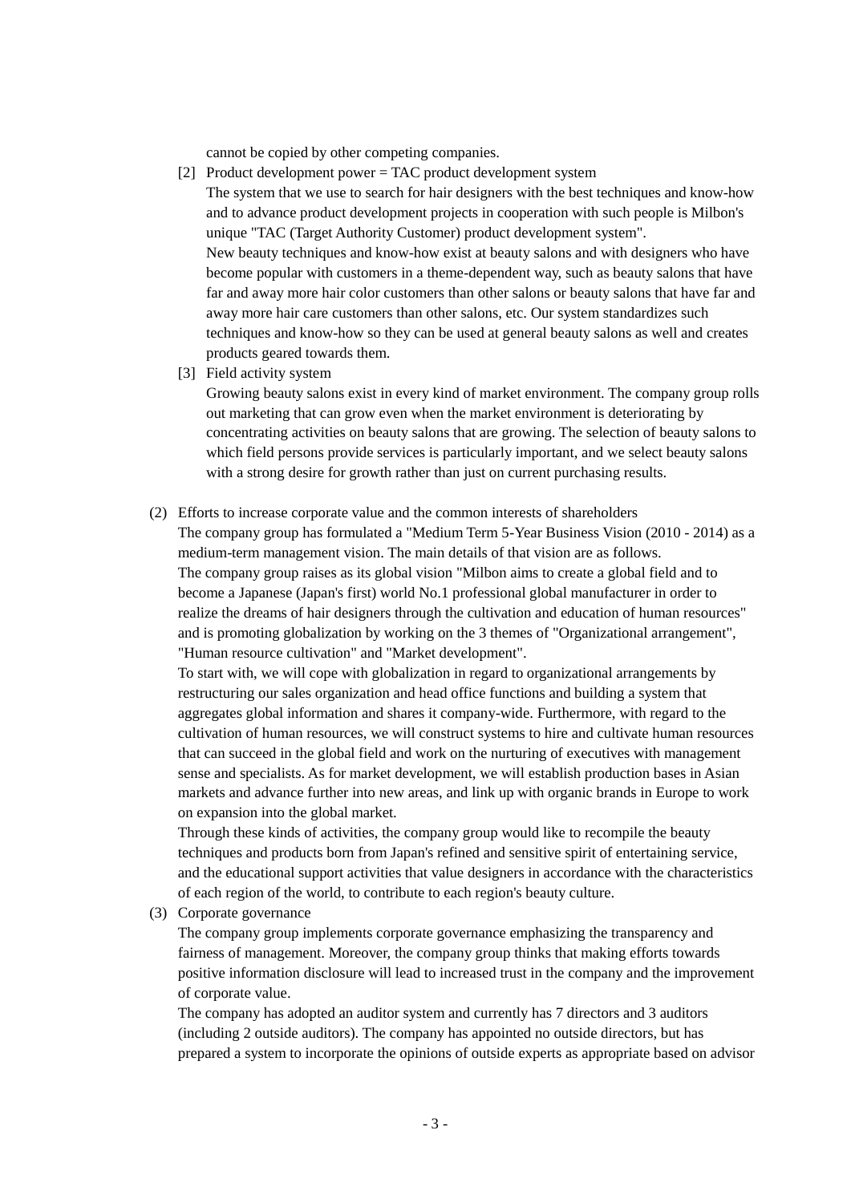cannot be copied by other competing companies.

[2] Product development power = TAC product development system

The system that we use to search for hair designers with the best techniques and know-how and to advance product development projects in cooperation with such people is Milbon's unique "TAC (Target Authority Customer) product development system".

New beauty techniques and know-how exist at beauty salons and with designers who have become popular with customers in a theme-dependent way, such as beauty salons that have far and away more hair color customers than other salons or beauty salons that have far and away more hair care customers than other salons, etc. Our system standardizes such techniques and know-how so they can be used at general beauty salons as well and creates products geared towards them.

[3] Field activity system

Growing beauty salons exist in every kind of market environment. The company group rolls out marketing that can grow even when the market environment is deteriorating by concentrating activities on beauty salons that are growing. The selection of beauty salons to which field persons provide services is particularly important, and we select beauty salons with a strong desire for growth rather than just on current purchasing results.

(2) Efforts to increase corporate value and the common interests of shareholders

The company group has formulated a "Medium Term 5-Year Business Vision (2010 - 2014) as a medium-term management vision. The main details of that vision are as follows.

The company group raises as its global vision "Milbon aims to create a global field and to become a Japanese (Japan's first) world No.1 professional global manufacturer in order to realize the dreams of hair designers through the cultivation and education of human resources" and is promoting globalization by working on the 3 themes of "Organizational arrangement", "Human resource cultivation" and "Market development".

To start with, we will cope with globalization in regard to organizational arrangements by restructuring our sales organization and head office functions and building a system that aggregates global information and shares it company-wide. Furthermore, with regard to the cultivation of human resources, we will construct systems to hire and cultivate human resources that can succeed in the global field and work on the nurturing of executives with management sense and specialists. As for market development, we will establish production bases in Asian markets and advance further into new areas, and link up with organic brands in Europe to work on expansion into the global market.

Through these kinds of activities, the company group would like to recompile the beauty techniques and products born from Japan's refined and sensitive spirit of entertaining service, and the educational support activities that value designers in accordance with the characteristics of each region of the world, to contribute to each region's beauty culture.

(3) Corporate governance

The company group implements corporate governance emphasizing the transparency and fairness of management. Moreover, the company group thinks that making efforts towards positive information disclosure will lead to increased trust in the company and the improvement of corporate value.

The company has adopted an auditor system and currently has 7 directors and 3 auditors (including 2 outside auditors). The company has appointed no outside directors, but has prepared a system to incorporate the opinions of outside experts as appropriate based on advisor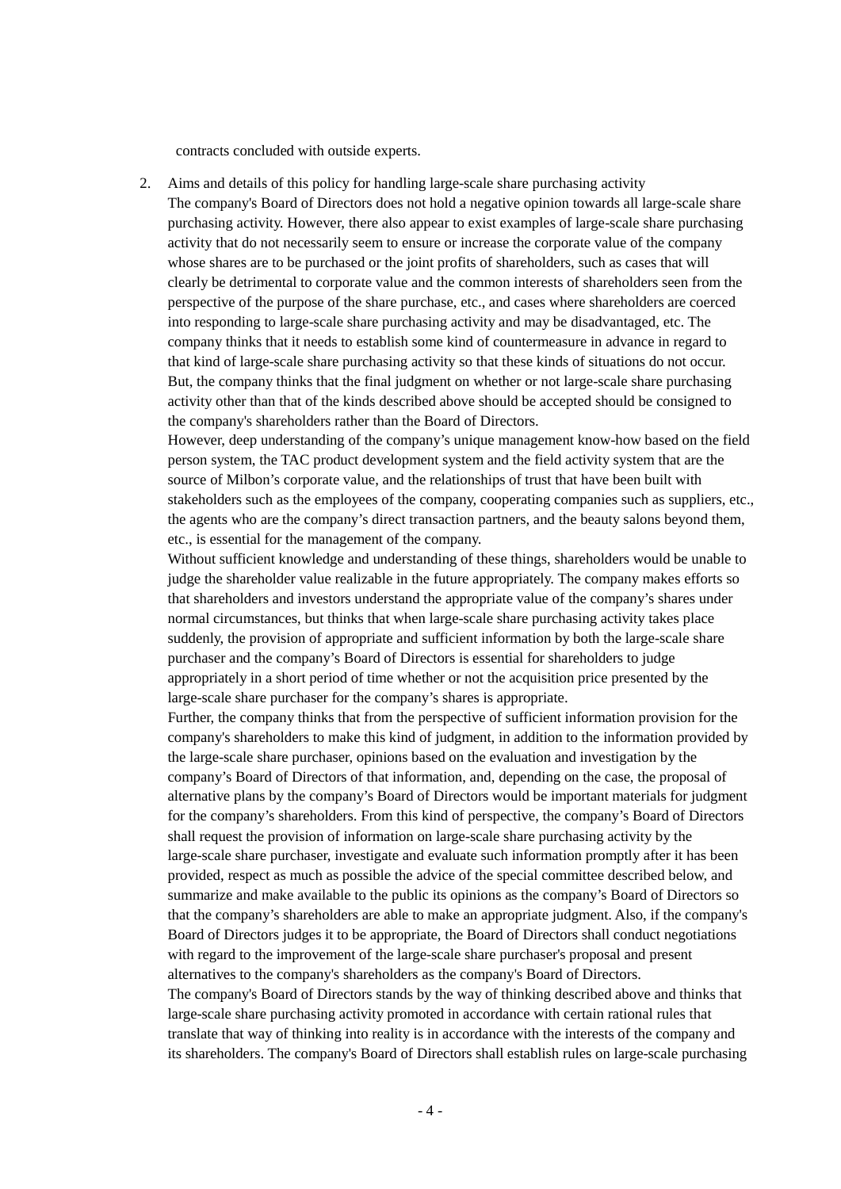contracts concluded with outside experts.

2. Aims and details of this policy for handling large-scale share purchasing activity

   The company's Board of Directors does not hold a negative opinion towards all large-scale share purchasing activity. However, there also appear to exist examples of large-scale share purchasing activity that do not necessarily seem to ensure or increase the corporate value of the company whose shares are to be purchased or the joint profits of shareholders, such as cases that will clearly be detrimental to corporate value and the common interests of shareholders seen from the perspective of the purpose of the share purchase, etc., and cases where shareholders are coerced into responding to large-scale share purchasing activity and may be disadvantaged, etc. The company thinks that it needs to establish some kind of countermeasure in advance in regard to that kind of large-scale share purchasing activity so that these kinds of situations do not occur. But, the company thinks that the final judgment on whether or not large-scale share purchasing activity other than that of the kinds described above should be accepted should be consigned to the company's shareholders rather than the Board of Directors.

   However, deep understanding of the company's unique management know-how based on the field person system, the TAC product development system and the field activity system that are the source of Milbon's corporate value, and the relationships of trust that have been built with stakeholders such as the employees of the company, cooperating companies such as suppliers, etc., the agents who are the company's direct transaction partners, and the beauty salons beyond them, etc., is essential for the management of the company.

   Without sufficient knowledge and understanding of these things, shareholders would be unable to judge the shareholder value realizable in the future appropriately. The company makes efforts so that shareholders and investors understand the appropriate value of the company's shares under normal circumstances, but thinks that when large-scale share purchasing activity takes place suddenly, the provision of appropriate and sufficient information by both the large-scale share purchaser and the company's Board of Directors is essential for shareholders to judge appropriately in a short period of time whether or not the acquisition price presented by the large-scale share purchaser for the company's shares is appropriate.

   Further, the company thinks that from the perspective of sufficient information provision for the company's shareholders to make this kind of judgment, in addition to the information provided by the large-scale share purchaser, opinions based on the evaluation and investigation by the company's Board of Directors of that information, and, depending on the case, the proposal of alternative plans by the company's Board of Directors would be important materials for judgment for the company's shareholders. From this kind of perspective, the company's Board of Directors shall request the provision of information on large-scale share purchasing activity by the large-scale share purchaser, investigate and evaluate such information promptly after it has been provided, respect as much as possible the advice of the special committee described below, and summarize and make available to the public its opinions as the company's Board of Directors so that the company's shareholders are able to make an appropriate judgment. Also, if the company's Board of Directors judges it to be appropriate, the Board of Directors shall conduct negotiations with regard to the improvement of the large-scale share purchaser's proposal and present alternatives to the company's shareholders as the company's Board of Directors.

   The company's Board of Directors stands by the way of thinking described above and thinks that large-scale share purchasing activity promoted in accordance with certain rational rules that translate that way of thinking into reality is in accordance with the interests of the company and its shareholders. The company's Board of Directors shall establish rules on large-scale purchasing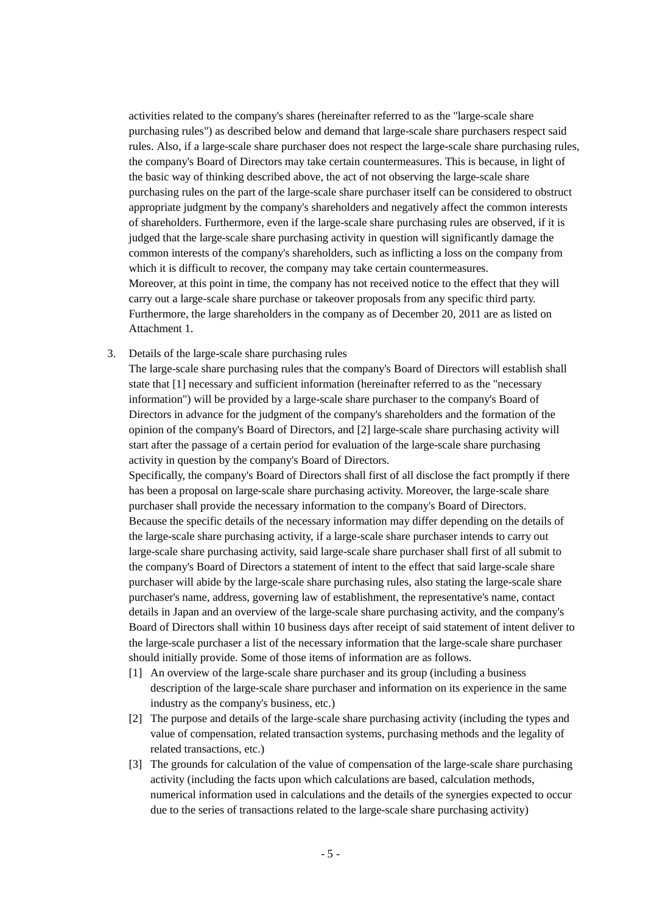activities related to the company's shares (hereinafter referred to as the "large-scale share purchasing rules") as described below and demand that large-scale share purchasers respect said rules. Also, if a large-scale share purchaser does not respect the large-scale share purchasing rules, the company's Board of Directors may take certain countermeasures. This is because, in light of the basic way of thinking described above, the act of not observing the large-scale share purchasing rules on the part of the large-scale share purchaser itself can be considered to obstruct appropriate judgment by the company's shareholders and negatively affect the common interests of shareholders. Furthermore, even if the large-scale share purchasing rules are observed, if it is judged that the large-scale share purchasing activity in question will significantly damage the common interests of the company's shareholders, such as inflicting a loss on the company from which it is difficult to recover, the company may take certain countermeasures.
Moreover, at this point in time, the company has not received notice to the effect that they will carry out a large-scale share purchase or takeover proposals from any specific third party. Furthermore, the large shareholders in the company as of December 20, 2011 are as listed on Attachment 1.

3. Details of the large-scale share purchasing rules

The large-scale share purchasing rules that the company's Board of Directors will establish shall state that [1] necessary and sufficient information (hereinafter referred to as the "necessary information") will be provided by a large-scale share purchaser to the company's Board of Directors in advance for the judgment of the company's shareholders and the formation of the opinion of the company's Board of Directors, and [2] large-scale share purchasing activity will start after the passage of a certain period for evaluation of the large-scale share purchasing activity in question by the company's Board of Directors.
Specifically, the company's Board of Directors shall first of all disclose the fact promptly if there has been a proposal on large-scale share purchasing activity. Moreover, the large-scale share purchaser shall provide the necessary information to the company's Board of Directors.
Because the specific details of the necessary information may differ depending on the details of the large-scale share purchasing activity, if a large-scale share purchaser intends to carry out large-scale share purchasing activity, said large-scale share purchaser shall first of all submit to the company's Board of Directors a statement of intent to the effect that said large-scale share purchaser will abide by the large-scale share purchasing rules, also stating the large-scale share purchaser's name, address, governing law of establishment, the representative's name, contact details in Japan and an overview of the large-scale share purchasing activity, and the company's Board of Directors shall within 10 business days after receipt of said statement of intent deliver to the large-scale purchaser a list of the necessary information that the large-scale share purchaser should initially provide. Some of those items of information are as follows.

[1] An overview of the large-scale share purchaser and its group (including a business description of the large-scale share purchaser and information on its experience in the same industry as the company's business, etc.)

[2] The purpose and details of the large-scale share purchasing activity (including the types and value of compensation, related transaction systems, purchasing methods and the legality of related transactions, etc.)

[3] The grounds for calculation of the value of compensation of the large-scale share purchasing activity (including the facts upon which calculations are based, calculation methods, numerical information used in calculations and the details of the synergies expected to occur due to the series of transactions related to the large-scale share purchasing activity)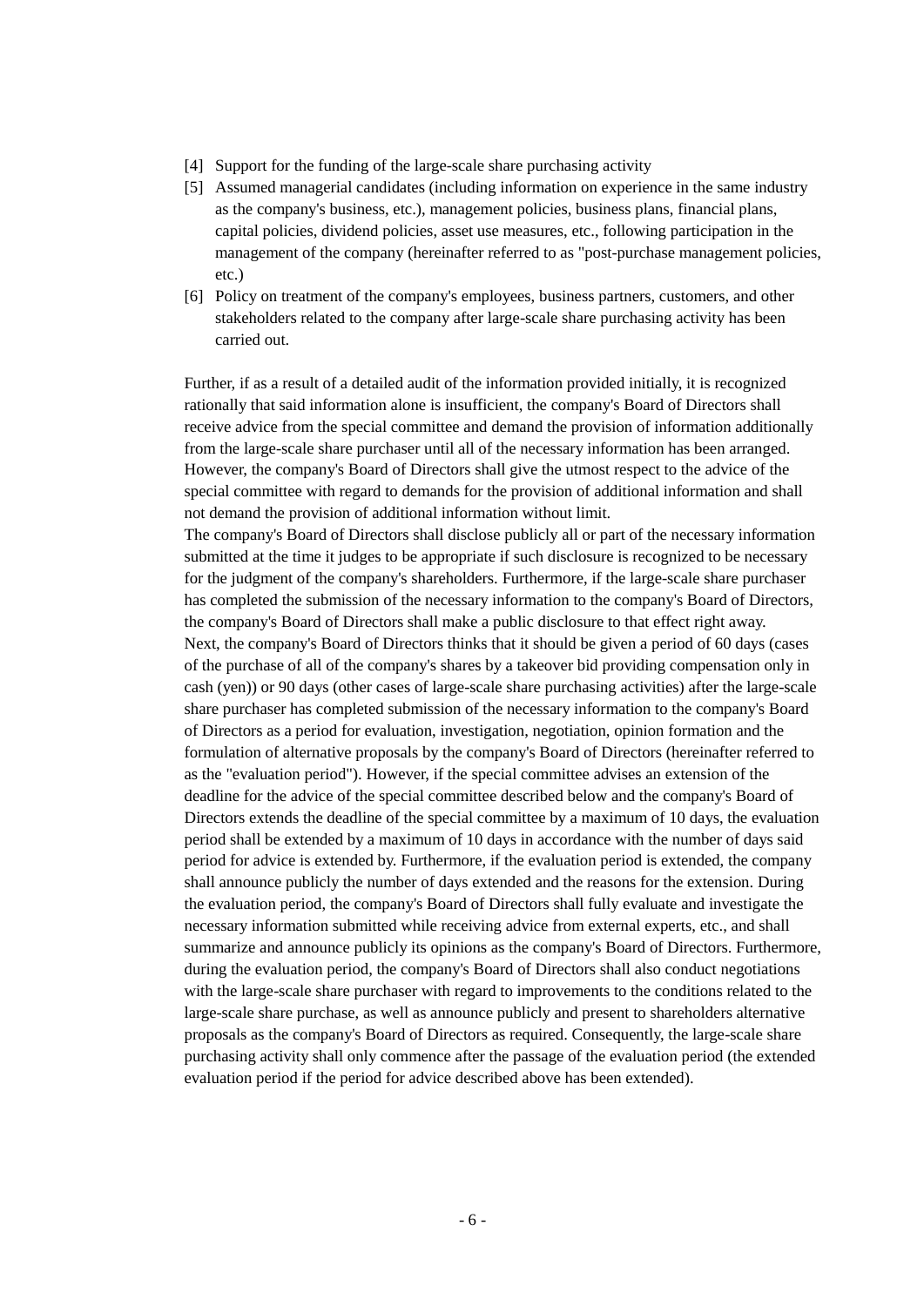[4] Support for the funding of the large-scale share purchasing activity

[5] Assumed managerial candidates (including information on experience in the same industry as the company's business, etc.), management policies, business plans, financial plans, capital policies, dividend policies, asset use measures, etc., following participation in the management of the company (hereinafter referred to as "post-purchase management policies, etc.)

[6] Policy on treatment of the company's employees, business partners, customers, and other stakeholders related to the company after large-scale share purchasing activity has been carried out.

Further, if as a result of a detailed audit of the information provided initially, it is recognized rationally that said information alone is insufficient, the company's Board of Directors shall receive advice from the special committee and demand the provision of information additionally from the large-scale share purchaser until all of the necessary information has been arranged. However, the company's Board of Directors shall give the utmost respect to the advice of the special committee with regard to demands for the provision of additional information and shall not demand the provision of additional information without limit.

The company's Board of Directors shall disclose publicly all or part of the necessary information submitted at the time it judges to be appropriate if such disclosure is recognized to be necessary for the judgment of the company's shareholders. Furthermore, if the large-scale share purchaser has completed the submission of the necessary information to the company's Board of Directors, the company's Board of Directors shall make a public disclosure to that effect right away.

Next, the company's Board of Directors thinks that it should be given a period of 60 days (cases of the purchase of all of the company's shares by a takeover bid providing compensation only in cash (yen)) or 90 days (other cases of large-scale share purchasing activities) after the large-scale share purchaser has completed submission of the necessary information to the company's Board of Directors as a period for evaluation, investigation, negotiation, opinion formation and the formulation of alternative proposals by the company's Board of Directors (hereinafter referred to as the "evaluation period"). However, if the special committee advises an extension of the deadline for the advice of the special committee described below and the company's Board of Directors extends the deadline of the special committee by a maximum of 10 days, the evaluation period shall be extended by a maximum of 10 days in accordance with the number of days said period for advice is extended by. Furthermore, if the evaluation period is extended, the company shall announce publicly the number of days extended and the reasons for the extension. During the evaluation period, the company's Board of Directors shall fully evaluate and investigate the necessary information submitted while receiving advice from external experts, etc., and shall summarize and announce publicly its opinions as the company's Board of Directors. Furthermore, during the evaluation period, the company's Board of Directors shall also conduct negotiations with the large-scale share purchaser with regard to improvements to the conditions related to the large-scale share purchase, as well as announce publicly and present to shareholders alternative proposals as the company's Board of Directors as required. Consequently, the large-scale share purchasing activity shall only commence after the passage of the evaluation period (the extended evaluation period if the period for advice described above has been extended).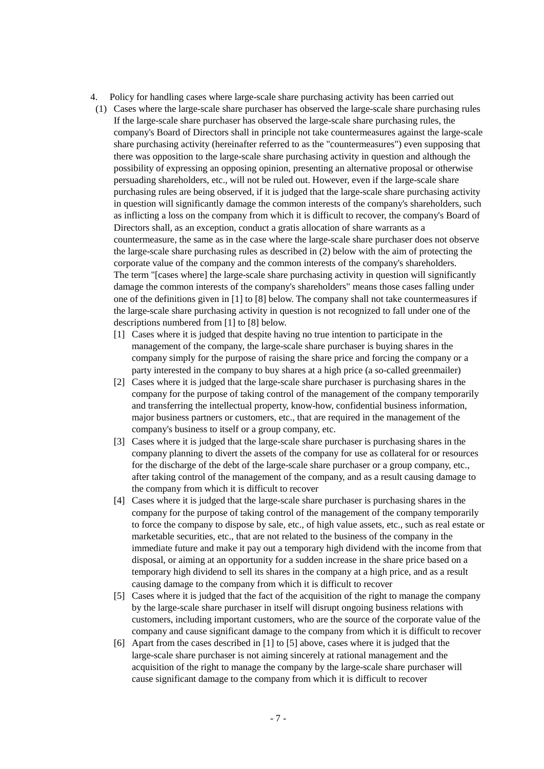4. Policy for handling cases where large-scale share purchasing activity has been carried out

(1) Cases where the large-scale share purchaser has observed the large-scale share purchasing rules

If the large-scale share purchaser has observed the large-scale share purchasing rules, the company's Board of Directors shall in principle not take countermeasures against the large-scale share purchasing activity (hereinafter referred to as the "countermeasures") even supposing that there was opposition to the large-scale share purchasing activity in question and although the possibility of expressing an opposing opinion, presenting an alternative proposal or otherwise persuading shareholders, etc., will not be ruled out. However, even if the large-scale share purchasing rules are being observed, if it is judged that the large-scale share purchasing activity in question will significantly damage the common interests of the company's shareholders, such as inflicting a loss on the company from which it is difficult to recover, the company's Board of Directors shall, as an exception, conduct a gratis allocation of share warrants as a countermeasure, the same as in the case where the large-scale share purchaser does not observe the large-scale share purchasing rules as described in (2) below with the aim of protecting the corporate value of the company and the common interests of the company's shareholders.

The term "[cases where] the large-scale share purchasing activity in question will significantly damage the common interests of the company's shareholders" means those cases falling under one of the definitions given in [1] to [8] below. The company shall not take countermeasures if the large-scale share purchasing activity in question is not recognized to fall under one of the descriptions numbered from [1] to [8] below.

[1] Cases where it is judged that despite having no true intention to participate in the management of the company, the large-scale share purchaser is buying shares in the company simply for the purpose of raising the share price and forcing the company or a party interested in the company to buy shares at a high price (a so-called greenmailer)

[2] Cases where it is judged that the large-scale share purchaser is purchasing shares in the company for the purpose of taking control of the management of the company temporarily and transferring the intellectual property, know-how, confidential business information, major business partners or customers, etc., that are required in the management of the company's business to itself or a group company, etc.

[3] Cases where it is judged that the large-scale share purchaser is purchasing shares in the company planning to divert the assets of the company for use as collateral for or resources for the discharge of the debt of the large-scale share purchaser or a group company, etc., after taking control of the management of the company, and as a result causing damage to the company from which it is difficult to recover

[4] Cases where it is judged that the large-scale share purchaser is purchasing shares in the company for the purpose of taking control of the management of the company temporarily to force the company to dispose by sale, etc., of high value assets, etc., such as real estate or marketable securities, etc., that are not related to the business of the company in the immediate future and make it pay out a temporary high dividend with the income from that disposal, or aiming at an opportunity for a sudden increase in the share price based on a temporary high dividend to sell its shares in the company at a high price, and as a result causing damage to the company from which it is difficult to recover

[5] Cases where it is judged that the fact of the acquisition of the right to manage the company by the large-scale share purchaser in itself will disrupt ongoing business relations with customers, including important customers, who are the source of the corporate value of the company and cause significant damage to the company from which it is difficult to recover

[6] Apart from the cases described in [1] to [5] above, cases where it is judged that the large-scale share purchaser is not aiming sincerely at rational management and the acquisition of the right to manage the company by the large-scale share purchaser will cause significant damage to the company from which it is difficult to recover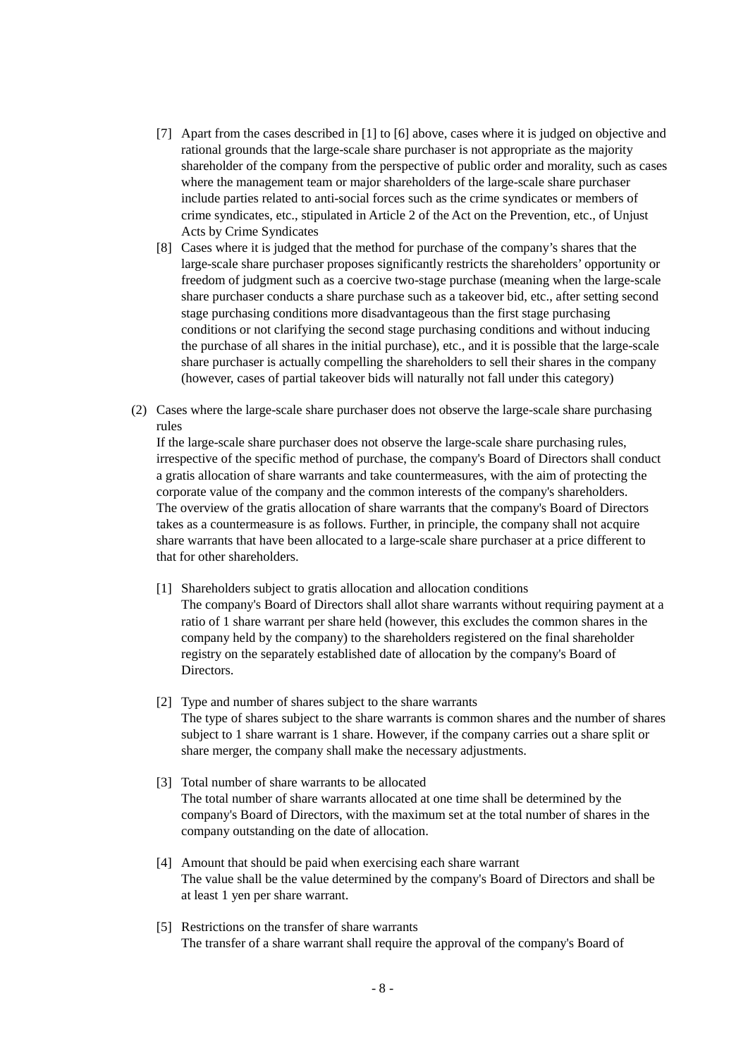[7] Apart from the cases described in [1] to [6] above, cases where it is judged on objective and rational grounds that the large-scale share purchaser is not appropriate as the majority shareholder of the company from the perspective of public order and morality, such as cases where the management team or major shareholders of the large-scale share purchaser include parties related to anti-social forces such as the crime syndicates or members of crime syndicates, etc., stipulated in Article 2 of the Act on the Prevention, etc., of Unjust Acts by Crime Syndicates

[8] Cases where it is judged that the method for purchase of the company's shares that the large-scale share purchaser proposes significantly restricts the shareholders' opportunity or freedom of judgment such as a coercive two-stage purchase (meaning when the large-scale share purchaser conducts a share purchase such as a takeover bid, etc., after setting second stage purchasing conditions more disadvantageous than the first stage purchasing conditions or not clarifying the second stage purchasing conditions and without inducing the purchase of all shares in the initial purchase), etc., and it is possible that the large-scale share purchaser is actually compelling the shareholders to sell their shares in the company (however, cases of partial takeover bids will naturally not fall under this category)

(2) Cases where the large-scale share purchaser does not observe the large-scale share purchasing rules

If the large-scale share purchaser does not observe the large-scale share purchasing rules, irrespective of the specific method of purchase, the company's Board of Directors shall conduct a gratis allocation of share warrants and take countermeasures, with the aim of protecting the corporate value of the company and the common interests of the company's shareholders. The overview of the gratis allocation of share warrants that the company's Board of Directors takes as a countermeasure is as follows. Further, in principle, the company shall not acquire share warrants that have been allocated to a large-scale share purchaser at a price different to that for other shareholders.

[1] Shareholders subject to gratis allocation and allocation conditions

The company's Board of Directors shall allot share warrants without requiring payment at a ratio of 1 share warrant per share held (however, this excludes the common shares in the company held by the company) to the shareholders registered on the final shareholder registry on the separately established date of allocation by the company's Board of Directors.

[2] Type and number of shares subject to the share warrants

The type of shares subject to the share warrants is common shares and the number of shares subject to 1 share warrant is 1 share. However, if the company carries out a share split or share merger, the company shall make the necessary adjustments.

[3] Total number of share warrants to be allocated

The total number of share warrants allocated at one time shall be determined by the company's Board of Directors, with the maximum set at the total number of shares in the company outstanding on the date of allocation.

[4] Amount that should be paid when exercising each share warrant

The value shall be the value determined by the company's Board of Directors and shall be at least 1 yen per share warrant.

[5] Restrictions on the transfer of share warrants

The transfer of a share warrant shall require the approval of the company's Board of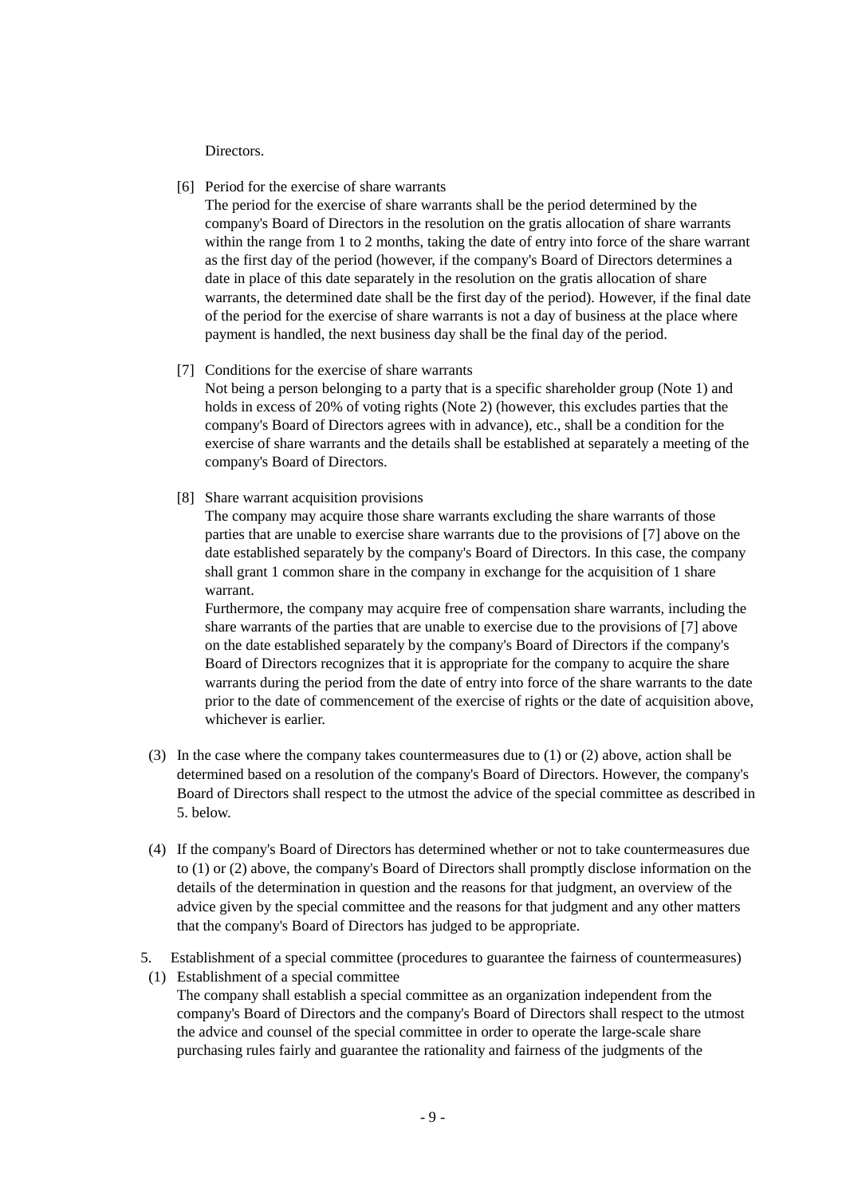Directors.

[6] Period for the exercise of share warrants

The period for the exercise of share warrants shall be the period determined by the company's Board of Directors in the resolution on the gratis allocation of share warrants within the range from 1 to 2 months, taking the date of entry into force of the share warrant as the first day of the period (however, if the company's Board of Directors determines a date in place of this date separately in the resolution on the gratis allocation of share warrants, the determined date shall be the first day of the period). However, if the final date of the period for the exercise of share warrants is not a day of business at the place where payment is handled, the next business day shall be the final day of the period.

[7] Conditions for the exercise of share warrants

Not being a person belonging to a party that is a specific shareholder group (Note 1) and holds in excess of 20% of voting rights (Note 2) (however, this excludes parties that the company's Board of Directors agrees with in advance), etc., shall be a condition for the exercise of share warrants and the details shall be established at separately a meeting of the company's Board of Directors.

[8] Share warrant acquisition provisions

The company may acquire those share warrants excluding the share warrants of those parties that are unable to exercise share warrants due to the provisions of [7] above on the date established separately by the company's Board of Directors. In this case, the company shall grant 1 common share in the company in exchange for the acquisition of 1 share warrant.

Furthermore, the company may acquire free of compensation share warrants, including the share warrants of the parties that are unable to exercise due to the provisions of [7] above on the date established separately by the company's Board of Directors if the company's Board of Directors recognizes that it is appropriate for the company to acquire the share warrants during the period from the date of entry into force of the share warrants to the date prior to the date of commencement of the exercise of rights or the date of acquisition above, whichever is earlier.

(3) In the case where the company takes countermeasures due to (1) or (2) above, action shall be determined based on a resolution of the company's Board of Directors. However, the company's Board of Directors shall respect to the utmost the advice of the special committee as described in 5. below.

(4) If the company's Board of Directors has determined whether or not to take countermeasures due to (1) or (2) above, the company's Board of Directors shall promptly disclose information on the details of the determination in question and the reasons for that judgment, an overview of the advice given by the special committee and the reasons for that judgment and any other matters that the company's Board of Directors has judged to be appropriate.

5. Establishment of a special committee (procedures to guarantee the fairness of countermeasures)

(1) Establishment of a special committee

The company shall establish a special committee as an organization independent from the company's Board of Directors and the company's Board of Directors shall respect to the utmost the advice and counsel of the special committee in order to operate the large-scale share purchasing rules fairly and guarantee the rationality and fairness of the judgments of the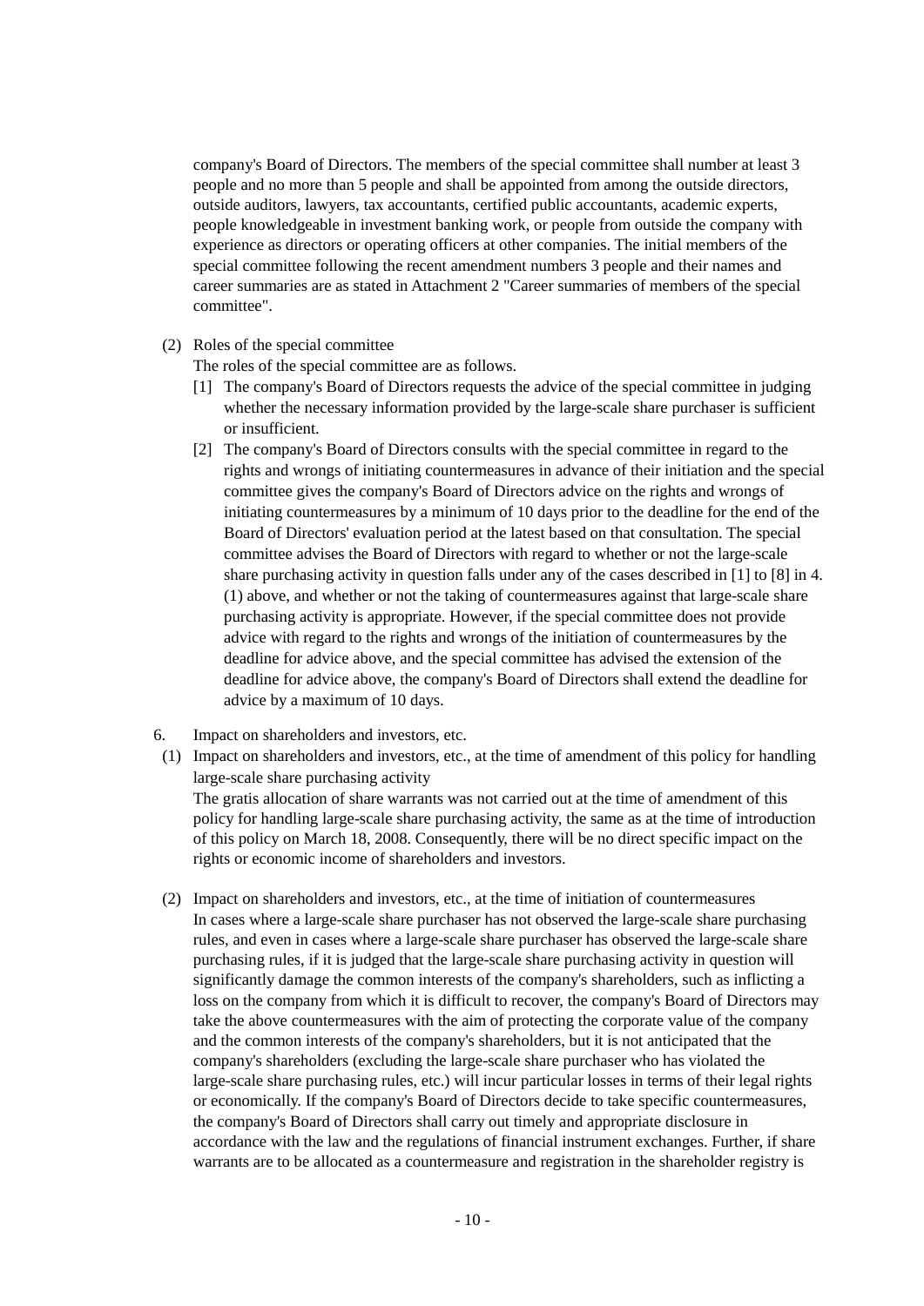company's Board of Directors. The members of the special committee shall number at least 3 people and no more than 5 people and shall be appointed from among the outside directors, outside auditors, lawyers, tax accountants, certified public accountants, academic experts, people knowledgeable in investment banking work, or people from outside the company with experience as directors or operating officers at other companies. The initial members of the special committee following the recent amendment numbers 3 people and their names and career summaries are as stated in Attachment 2 "Career summaries of members of the special committee".

(2) Roles of the special committee

The roles of the special committee are as follows.

[1] The company's Board of Directors requests the advice of the special committee in judging whether the necessary information provided by the large-scale share purchaser is sufficient or insufficient.

[2] The company's Board of Directors consults with the special committee in regard to the rights and wrongs of initiating countermeasures in advance of their initiation and the special committee gives the company's Board of Directors advice on the rights and wrongs of initiating countermeasures by a minimum of 10 days prior to the deadline for the end of the Board of Directors' evaluation period at the latest based on that consultation. The special committee advises the Board of Directors with regard to whether or not the large-scale share purchasing activity in question falls under any of the cases described in [1] to [8] in 4. (1) above, and whether or not the taking of countermeasures against that large-scale share purchasing activity is appropriate. However, if the special committee does not provide advice with regard to the rights and wrongs of the initiation of countermeasures by the deadline for advice above, and the special committee has advised the extension of the deadline for advice above, the company's Board of Directors shall extend the deadline for advice by a maximum of 10 days.

6. Impact on shareholders and investors, etc.

(1) Impact on shareholders and investors, etc., at the time of amendment of this policy for handling large-scale share purchasing activity

The gratis allocation of share warrants was not carried out at the time of amendment of this policy for handling large-scale share purchasing activity, the same as at the time of introduction of this policy on March 18, 2008. Consequently, there will be no direct specific impact on the rights or economic income of shareholders and investors.

(2) Impact on shareholders and investors, etc., at the time of initiation of countermeasures

In cases where a large-scale share purchaser has not observed the large-scale share purchasing rules, and even in cases where a large-scale share purchaser has observed the large-scale share purchasing rules, if it is judged that the large-scale share purchasing activity in question will significantly damage the common interests of the company's shareholders, such as inflicting a loss on the company from which it is difficult to recover, the company's Board of Directors may take the above countermeasures with the aim of protecting the corporate value of the company and the common interests of the company's shareholders, but it is not anticipated that the company's shareholders (excluding the large-scale share purchaser who has violated the large-scale share purchasing rules, etc.) will incur particular losses in terms of their legal rights or economically. If the company's Board of Directors decide to take specific countermeasures, the company's Board of Directors shall carry out timely and appropriate disclosure in accordance with the law and the regulations of financial instrument exchanges. Further, if share warrants are to be allocated as a countermeasure and registration in the shareholder registry is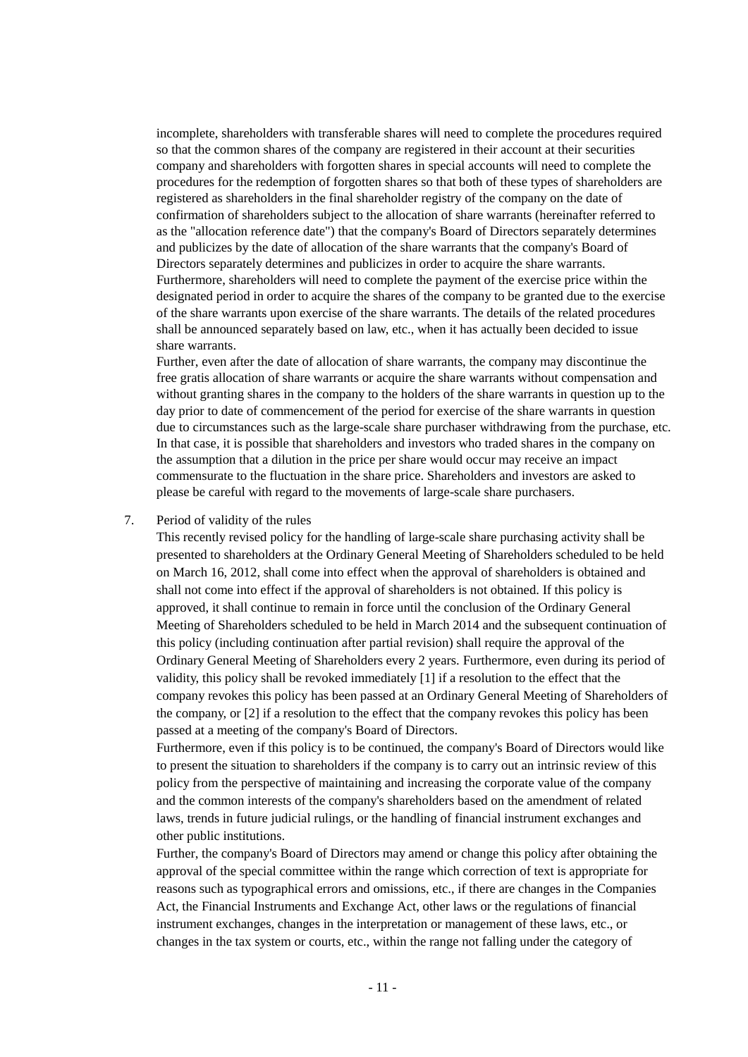incomplete, shareholders with transferable shares will need to complete the procedures required so that the common shares of the company are registered in their account at their securities company and shareholders with forgotten shares in special accounts will need to complete the procedures for the redemption of forgotten shares so that both of these types of shareholders are registered as shareholders in the final shareholder registry of the company on the date of confirmation of shareholders subject to the allocation of share warrants (hereinafter referred to as the "allocation reference date") that the company's Board of Directors separately determines and publicizes by the date of allocation of the share warrants that the company's Board of Directors separately determines and publicizes in order to acquire the share warrants. Furthermore, shareholders will need to complete the payment of the exercise price within the designated period in order to acquire the shares of the company to be granted due to the exercise of the share warrants upon exercise of the share warrants. The details of the related procedures shall be announced separately based on law, etc., when it has actually been decided to issue share warrants.

Further, even after the date of allocation of share warrants, the company may discontinue the free gratis allocation of share warrants or acquire the share warrants without compensation and without granting shares in the company to the holders of the share warrants in question up to the day prior to date of commencement of the period for exercise of the share warrants in question due to circumstances such as the large-scale share purchaser withdrawing from the purchase, etc. In that case, it is possible that shareholders and investors who traded shares in the company on the assumption that a dilution in the price per share would occur may receive an impact commensurate to the fluctuation in the share price. Shareholders and investors are asked to please be careful with regard to the movements of large-scale share purchasers.

7. Period of validity of the rules

This recently revised policy for the handling of large-scale share purchasing activity shall be presented to shareholders at the Ordinary General Meeting of Shareholders scheduled to be held on March 16, 2012, shall come into effect when the approval of shareholders is obtained and shall not come into effect if the approval of shareholders is not obtained. If this policy is approved, it shall continue to remain in force until the conclusion of the Ordinary General Meeting of Shareholders scheduled to be held in March 2014 and the subsequent continuation of this policy (including continuation after partial revision) shall require the approval of the Ordinary General Meeting of Shareholders every 2 years. Furthermore, even during its period of validity, this policy shall be revoked immediately [1] if a resolution to the effect that the company revokes this policy has been passed at an Ordinary General Meeting of Shareholders of the company, or [2] if a resolution to the effect that the company revokes this policy has been passed at a meeting of the company's Board of Directors.

Furthermore, even if this policy is to be continued, the company's Board of Directors would like to present the situation to shareholders if the company is to carry out an intrinsic review of this policy from the perspective of maintaining and increasing the corporate value of the company and the common interests of the company's shareholders based on the amendment of related laws, trends in future judicial rulings, or the handling of financial instrument exchanges and other public institutions.

Further, the company's Board of Directors may amend or change this policy after obtaining the approval of the special committee within the range which correction of text is appropriate for reasons such as typographical errors and omissions, etc., if there are changes in the Companies Act, the Financial Instruments and Exchange Act, other laws or the regulations of financial instrument exchanges, changes in the interpretation or management of these laws, etc., or changes in the tax system or courts, etc., within the range not falling under the category of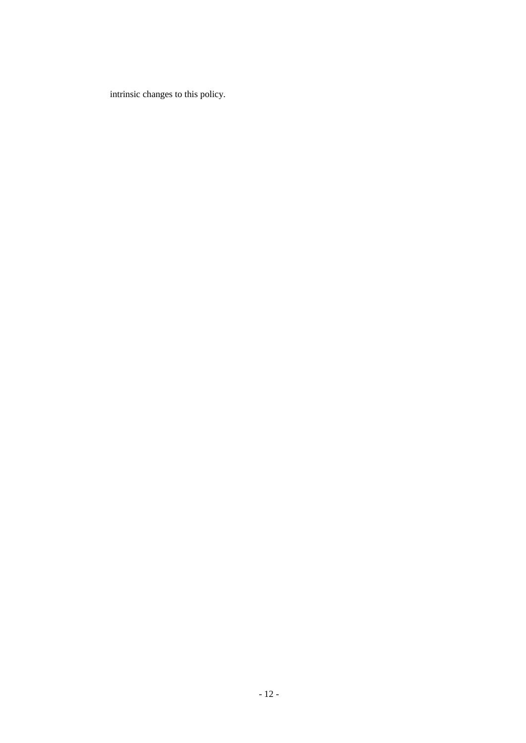intrinsic changes to this policy.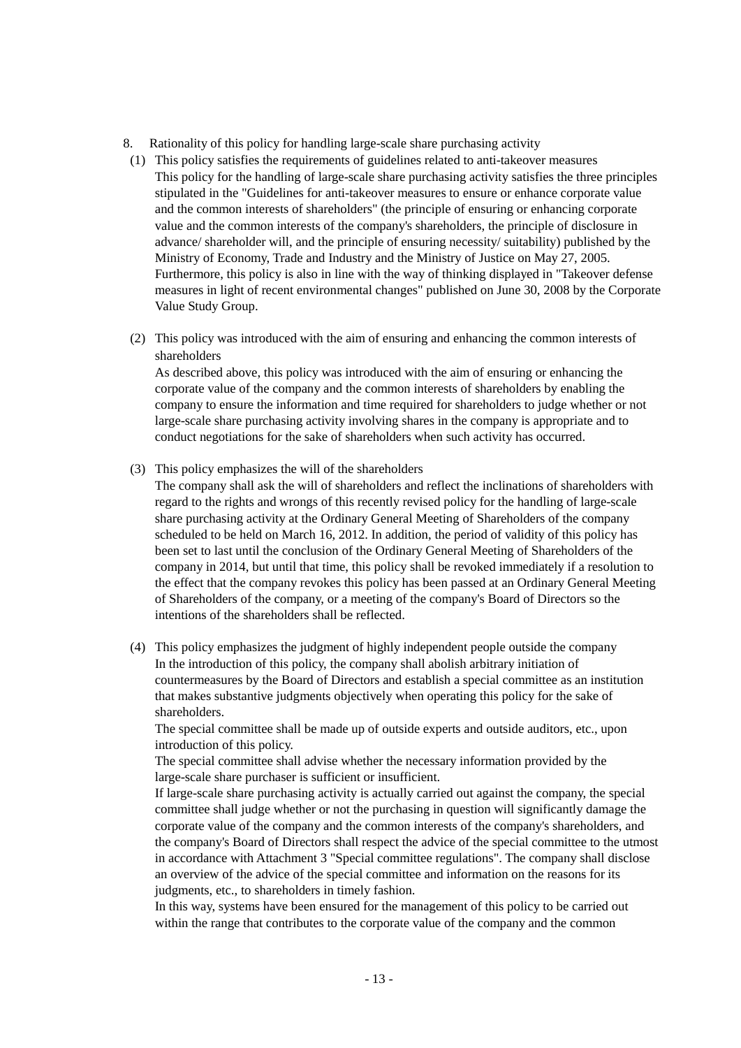8. Rationality of this policy for handling large-scale share purchasing activity

(1) This policy satisfies the requirements of guidelines related to anti-takeover measures

This policy for the handling of large-scale share purchasing activity satisfies the three principles stipulated in the "Guidelines for anti-takeover measures to ensure or enhance corporate value and the common interests of shareholders" (the principle of ensuring or enhancing corporate value and the common interests of the company's shareholders, the principle of disclosure in advance/ shareholder will, and the principle of ensuring necessity/ suitability) published by the Ministry of Economy, Trade and Industry and the Ministry of Justice on May 27, 2005. Furthermore, this policy is also in line with the way of thinking displayed in "Takeover defense measures in light of recent environmental changes" published on June 30, 2008 by the Corporate Value Study Group.

(2) This policy was introduced with the aim of ensuring and enhancing the common interests of shareholders

As described above, this policy was introduced with the aim of ensuring or enhancing the corporate value of the company and the common interests of shareholders by enabling the company to ensure the information and time required for shareholders to judge whether or not large-scale share purchasing activity involving shares in the company is appropriate and to conduct negotiations for the sake of shareholders when such activity has occurred.

(3) This policy emphasizes the will of the shareholders

The company shall ask the will of shareholders and reflect the inclinations of shareholders with regard to the rights and wrongs of this recently revised policy for the handling of large-scale share purchasing activity at the Ordinary General Meeting of Shareholders of the company scheduled to be held on March 16, 2012. In addition, the period of validity of this policy has been set to last until the conclusion of the Ordinary General Meeting of Shareholders of the company in 2014, but until that time, this policy shall be revoked immediately if a resolution to the effect that the company revokes this policy has been passed at an Ordinary General Meeting of Shareholders of the company, or a meeting of the company's Board of Directors so the intentions of the shareholders shall be reflected.

(4) This policy emphasizes the judgment of highly independent people outside the company

In the introduction of this policy, the company shall abolish arbitrary initiation of countermeasures by the Board of Directors and establish a special committee as an institution that makes substantive judgments objectively when operating this policy for the sake of shareholders.

The special committee shall be made up of outside experts and outside auditors, etc., upon introduction of this policy.

The special committee shall advise whether the necessary information provided by the large-scale share purchaser is sufficient or insufficient.

If large-scale share purchasing activity is actually carried out against the company, the special committee shall judge whether or not the purchasing in question will significantly damage the corporate value of the company and the common interests of the company's shareholders, and the company's Board of Directors shall respect the advice of the special committee to the utmost in accordance with Attachment 3 "Special committee regulations". The company shall disclose an overview of the advice of the special committee and information on the reasons for its judgments, etc., to shareholders in timely fashion.

In this way, systems have been ensured for the management of this policy to be carried out within the range that contributes to the corporate value of the company and the common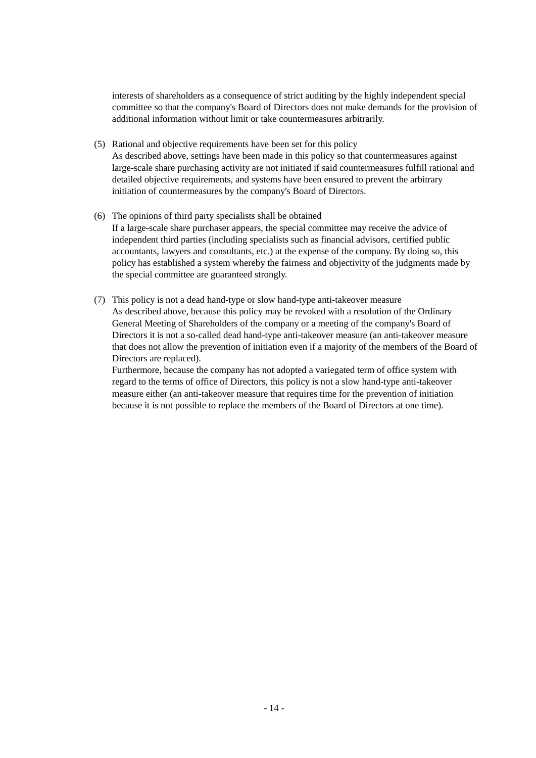interests of shareholders as a consequence of strict auditing by the highly independent special committee so that the company's Board of Directors does not make demands for the provision of additional information without limit or take countermeasures arbitrarily.

(5) Rational and objective requirements have been set for this policy
As described above, settings have been made in this policy so that countermeasures against large-scale share purchasing activity are not initiated if said countermeasures fulfill rational and detailed objective requirements, and systems have been ensured to prevent the arbitrary initiation of countermeasures by the company's Board of Directors.

(6) The opinions of third party specialists shall be obtained
If a large-scale share purchaser appears, the special committee may receive the advice of independent third parties (including specialists such as financial advisors, certified public accountants, lawyers and consultants, etc.) at the expense of the company. By doing so, this policy has established a system whereby the fairness and objectivity of the judgments made by the special committee are guaranteed strongly.

(7) This policy is not a dead hand-type or slow hand-type anti-takeover measure
As described above, because this policy may be revoked with a resolution of the Ordinary General Meeting of Shareholders of the company or a meeting of the company's Board of Directors it is not a so-called dead hand-type anti-takeover measure (an anti-takeover measure that does not allow the prevention of initiation even if a majority of the members of the Board of Directors are replaced).
Furthermore, because the company has not adopted a variegated term of office system with regard to the terms of office of Directors, this policy is not a slow hand-type anti-takeover measure either (an anti-takeover measure that requires time for the prevention of initiation because it is not possible to replace the members of the Board of Directors at one time).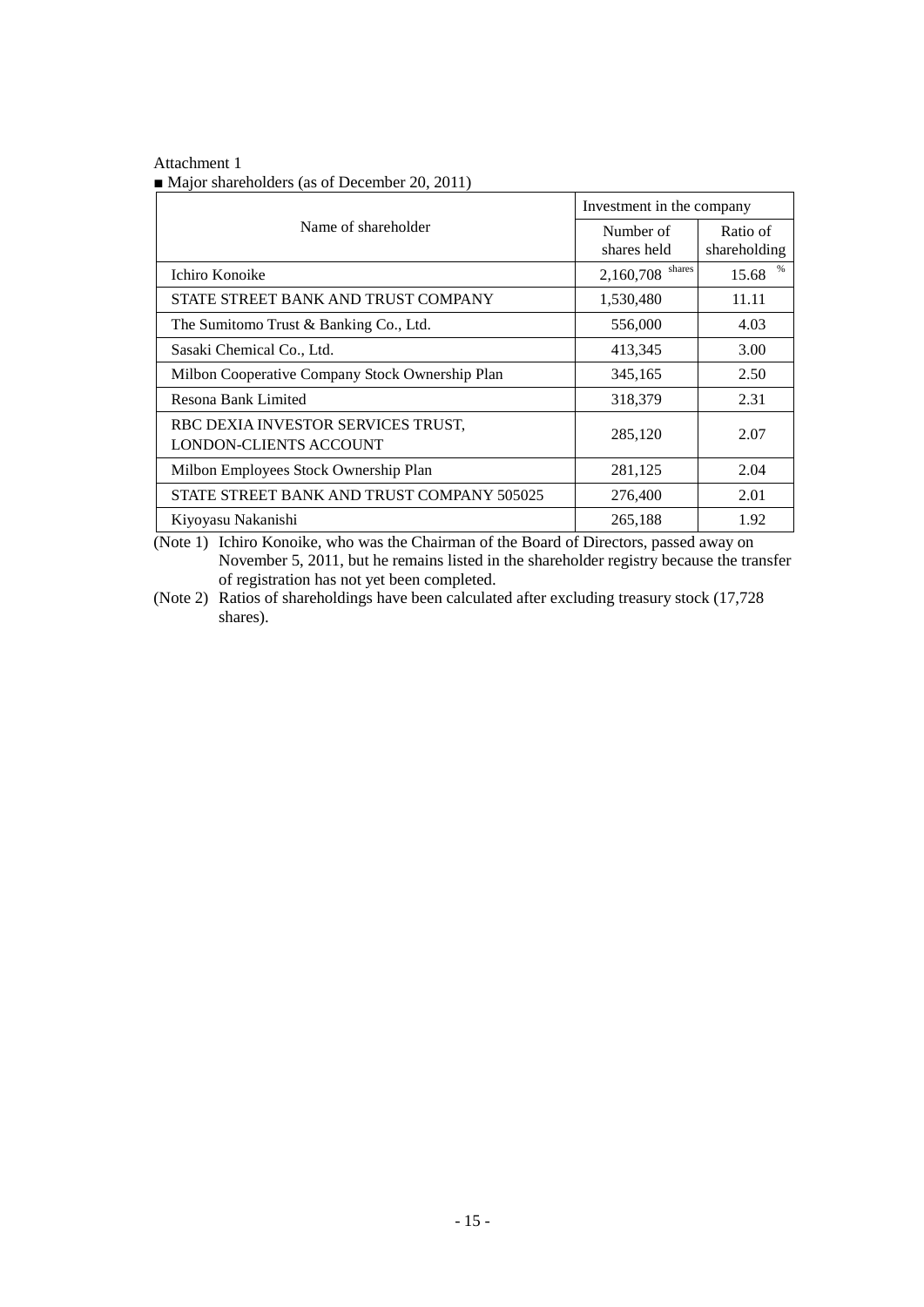Attachment 1

■ Major shareholders (as of December 20, 2011)

| Name of shareholder | Investment in the company | |
|---|---|---|
| | Number of shares held | Ratio of shareholding |
| Ichiro Konoike | 2,160,708 shares | 15.68 % |
| STATE STREET BANK AND TRUST COMPANY | 1,530,480 | 11.11 |
| The Sumitomo Trust & Banking Co., Ltd. | 556,000 | 4.03 |
| Sasaki Chemical Co., Ltd. | 413,345 | 3.00 |
| Milbon Cooperative Company Stock Ownership Plan | 345,165 | 2.50 |
| Resona Bank Limited | 318,379 | 2.31 |
| RBC DEXIA INVESTOR SERVICES TRUST, LONDON-CLIENTS ACCOUNT | 285,120 | 2.07 |
| Milbon Employees Stock Ownership Plan | 281,125 | 2.04 |
| STATE STREET BANK AND TRUST COMPANY 505025 | 276,400 | 2.01 |
| Kiyoyasu Nakanishi | 265,188 | 1.92 |

(Note 1) Ichiro Konoike, who was the Chairman of the Board of Directors, passed away on November 5, 2011, but he remains listed in the shareholder registry because the transfer of registration has not yet been completed.

(Note 2) Ratios of shareholdings have been calculated after excluding treasury stock (17,728 shares).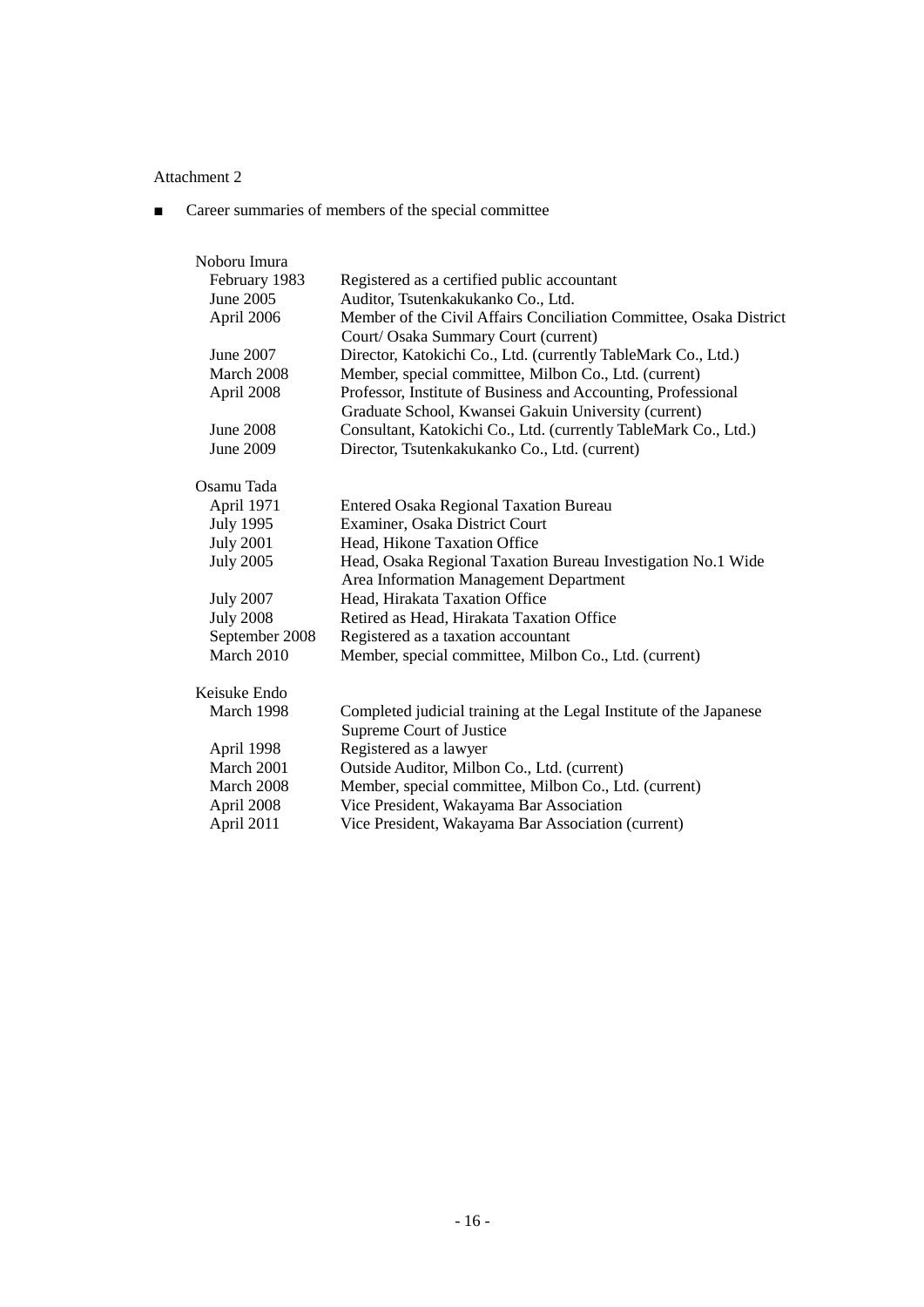Attachment 2

■ Career summaries of members of the special committee

**Noboru Imura**

| | |
|---|---|
| February 1983 | Registered as a certified public accountant |
| June 2005 | Auditor, Tsutenkakukanko Co., Ltd. |
| April 2006 | Member of the Civil Affairs Conciliation Committee, Osaka District Court/ Osaka Summary Court (current) |
| June 2007 | Director, Katokichi Co., Ltd. (currently TableMark Co., Ltd.) |
| March 2008 | Member, special committee, Milbon Co., Ltd. (current) |
| April 2008 | Professor, Institute of Business and Accounting, Professional Graduate School, Kwansei Gakuin University (current) |
| June 2008 | Consultant, Katokichi Co., Ltd. (currently TableMark Co., Ltd.) |
| June 2009 | Director, Tsutenkakukanko Co., Ltd. (current) |

**Osamu Tada**

| | |
|---|---|
| April 1971 | Entered Osaka Regional Taxation Bureau |
| July 1995 | Examiner, Osaka District Court |
| July 2001 | Head, Hikone Taxation Office |
| July 2005 | Head, Osaka Regional Taxation Bureau Investigation No.1 Wide Area Information Management Department |
| July 2007 | Head, Hirakata Taxation Office |
| July 2008 | Retired as Head, Hirakata Taxation Office |
| September 2008 | Registered as a taxation accountant |
| March 2010 | Member, special committee, Milbon Co., Ltd. (current) |

**Keisuke Endo**

| | |
|---|---|
| March 1998 | Completed judicial training at the Legal Institute of the Japanese Supreme Court of Justice |
| April 1998 | Registered as a lawyer |
| March 2001 | Outside Auditor, Milbon Co., Ltd. (current) |
| March 2008 | Member, special committee, Milbon Co., Ltd. (current) |
| April 2008 | Vice President, Wakayama Bar Association |
| April 2011 | Vice President, Wakayama Bar Association (current) |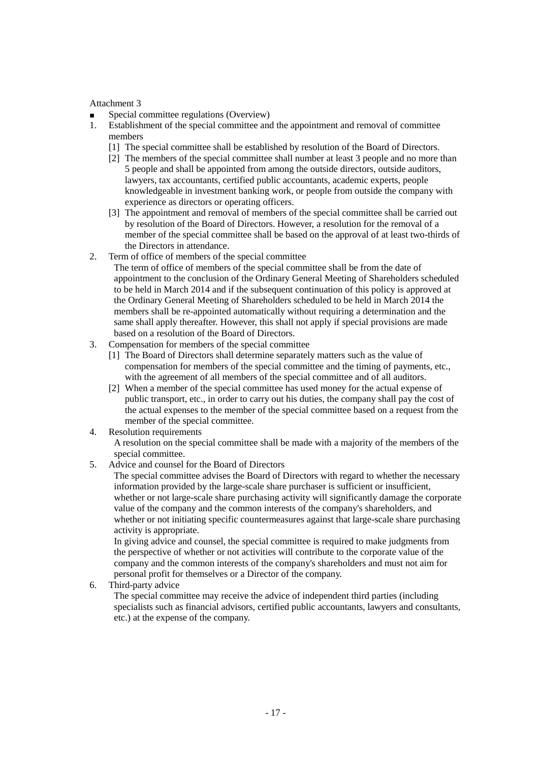Attachment 3

- Special committee regulations (Overview)

1. Establishment of the special committee and the appointment and removal of committee members
   [1] The special committee shall be established by resolution of the Board of Directors.
   [2] The members of the special committee shall number at least 3 people and no more than 5 people and shall be appointed from among the outside directors, outside auditors, lawyers, tax accountants, certified public accountants, academic experts, people knowledgeable in investment banking work, or people from outside the company with experience as directors or operating officers.
   [3] The appointment and removal of members of the special committee shall be carried out by resolution of the Board of Directors. However, a resolution for the removal of a member of the special committee shall be based on the approval of at least two-thirds of the Directors in attendance.
2. Term of office of members of the special committee
   The term of office of members of the special committee shall be from the date of appointment to the conclusion of the Ordinary General Meeting of Shareholders scheduled to be held in March 2014 and if the subsequent continuation of this policy is approved at the Ordinary General Meeting of Shareholders scheduled to be held in March 2014 the members shall be re-appointed automatically without requiring a determination and the same shall apply thereafter. However, this shall not apply if special provisions are made based on a resolution of the Board of Directors.
3. Compensation for members of the special committee
   [1] The Board of Directors shall determine separately matters such as the value of compensation for members of the special committee and the timing of payments, etc., with the agreement of all members of the special committee and of all auditors.
   [2] When a member of the special committee has used money for the actual expense of public transport, etc., in order to carry out his duties, the company shall pay the cost of the actual expenses to the member of the special committee based on a request from the member of the special committee.
4. Resolution requirements
   A resolution on the special committee shall be made with a majority of the members of the special committee.
5. Advice and counsel for the Board of Directors
   The special committee advises the Board of Directors with regard to whether the necessary information provided by the large-scale share purchaser is sufficient or insufficient, whether or not large-scale share purchasing activity will significantly damage the corporate value of the company and the common interests of the company's shareholders, and whether or not initiating specific countermeasures against that large-scale share purchasing activity is appropriate.
   In giving advice and counsel, the special committee is required to make judgments from the perspective of whether or not activities will contribute to the corporate value of the company and the common interests of the company's shareholders and must not aim for personal profit for themselves or a Director of the company.
6. Third-party advice
   The special committee may receive the advice of independent third parties (including specialists such as financial advisors, certified public accountants, lawyers and consultants, etc.) at the expense of the company.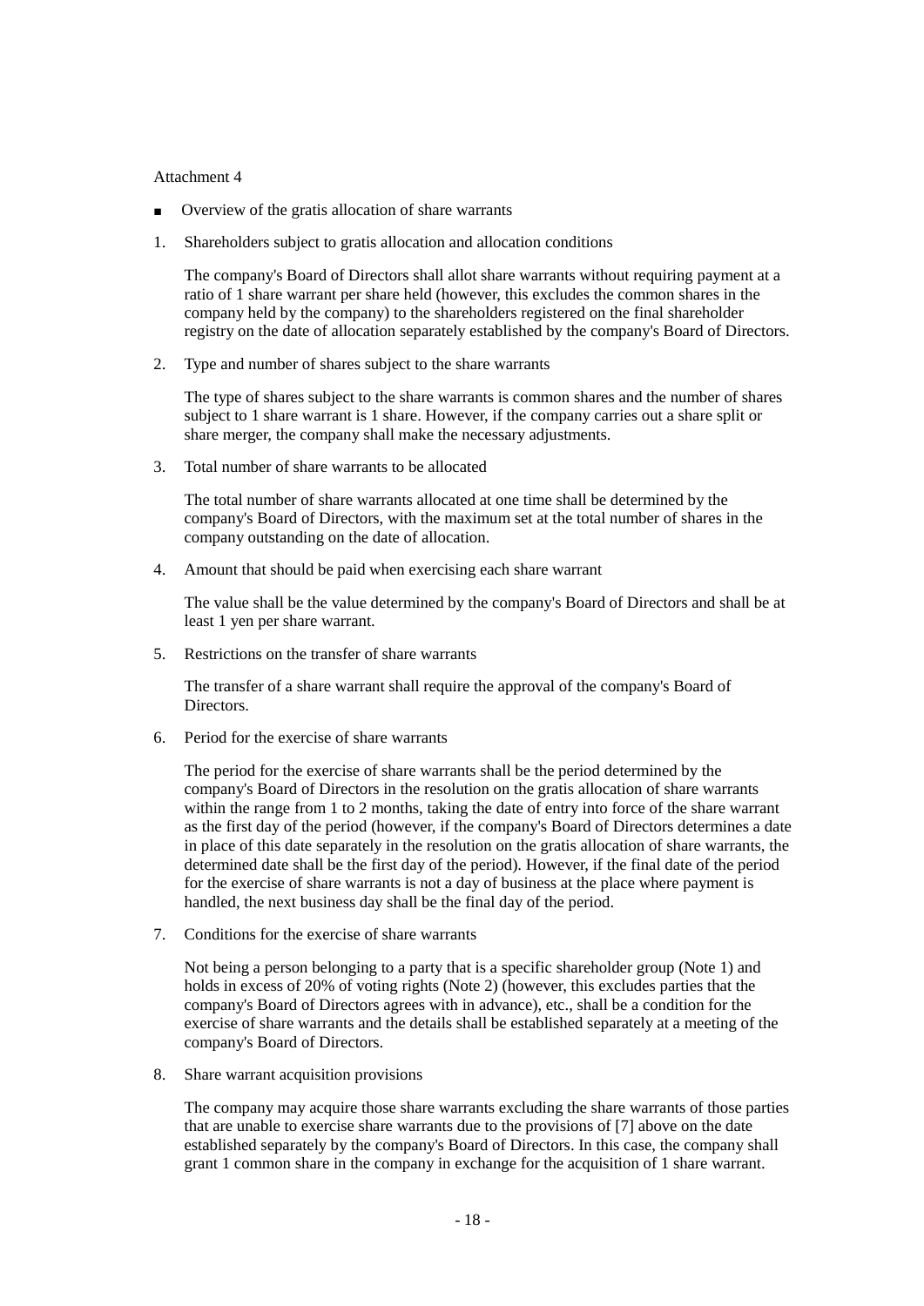Attachment 4

- Overview of the gratis allocation of share warrants

1. Shareholders subject to gratis allocation and allocation conditions

   The company's Board of Directors shall allot share warrants without requiring payment at a ratio of 1 share warrant per share held (however, this excludes the common shares in the company held by the company) to the shareholders registered on the final shareholder registry on the date of allocation separately established by the company's Board of Directors.

2. Type and number of shares subject to the share warrants

   The type of shares subject to the share warrants is common shares and the number of shares subject to 1 share warrant is 1 share. However, if the company carries out a share split or share merger, the company shall make the necessary adjustments.

3. Total number of share warrants to be allocated

   The total number of share warrants allocated at one time shall be determined by the company's Board of Directors, with the maximum set at the total number of shares in the company outstanding on the date of allocation.

4. Amount that should be paid when exercising each share warrant

   The value shall be the value determined by the company's Board of Directors and shall be at least 1 yen per share warrant.

5. Restrictions on the transfer of share warrants

   The transfer of a share warrant shall require the approval of the company's Board of Directors.

6. Period for the exercise of share warrants

   The period for the exercise of share warrants shall be the period determined by the company's Board of Directors in the resolution on the gratis allocation of share warrants within the range from 1 to 2 months, taking the date of entry into force of the share warrant as the first day of the period (however, if the company's Board of Directors determines a date in place of this date separately in the resolution on the gratis allocation of share warrants, the determined date shall be the first day of the period). However, if the final date of the period for the exercise of share warrants is not a day of business at the place where payment is handled, the next business day shall be the final day of the period.

7. Conditions for the exercise of share warrants

   Not being a person belonging to a party that is a specific shareholder group (Note 1) and holds in excess of 20% of voting rights (Note 2) (however, this excludes parties that the company's Board of Directors agrees with in advance), etc., shall be a condition for the exercise of share warrants and the details shall be established separately at a meeting of the company's Board of Directors.

8. Share warrant acquisition provisions

   The company may acquire those share warrants excluding the share warrants of those parties that are unable to exercise share warrants due to the provisions of [7] above on the date established separately by the company's Board of Directors. In this case, the company shall grant 1 common share in the company in exchange for the acquisition of 1 share warrant.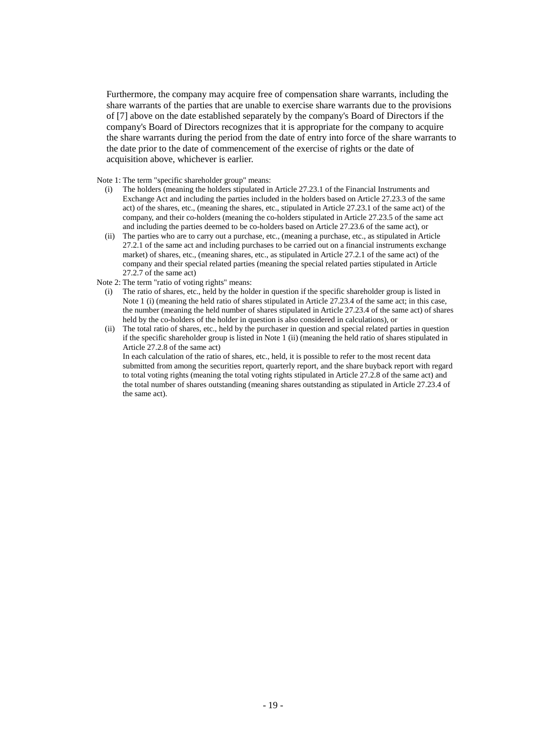Furthermore, the company may acquire free of compensation share warrants, including the share warrants of the parties that are unable to exercise share warrants due to the provisions of [7] above on the date established separately by the company's Board of Directors if the company's Board of Directors recognizes that it is appropriate for the company to acquire the share warrants during the period from the date of entry into force of the share warrants to the date prior to the date of commencement of the exercise of rights or the date of acquisition above, whichever is earlier.

Note 1: The term "specific shareholder group" means:

- (i) The holders (meaning the holders stipulated in Article 27.23.1 of the Financial Instruments and Exchange Act and including the parties included in the holders based on Article 27.23.3 of the same act) of the shares, etc., (meaning the shares, etc., stipulated in Article 27.23.1 of the same act) of the company, and their co-holders (meaning the co-holders stipulated in Article 27.23.5 of the same act and including the parties deemed to be co-holders based on Article 27.23.6 of the same act), or
- (ii) The parties who are to carry out a purchase, etc., (meaning a purchase, etc., as stipulated in Article 27.2.1 of the same act and including purchases to be carried out on a financial instruments exchange market) of shares, etc., (meaning shares, etc., as stipulated in Article 27.2.1 of the same act) of the company and their special related parties (meaning the special related parties stipulated in Article 27.2.7 of the same act)

Note 2: The term "ratio of voting rights" means:

- (i) The ratio of shares, etc., held by the holder in question if the specific shareholder group is listed in Note 1 (i) (meaning the held ratio of shares stipulated in Article 27.23.4 of the same act; in this case, the number (meaning the held number of shares stipulated in Article 27.23.4 of the same act) of shares held by the co-holders of the holder in question is also considered in calculations), or
- (ii) The total ratio of shares, etc., held by the purchaser in question and special related parties in question if the specific shareholder group is listed in Note 1 (ii) (meaning the held ratio of shares stipulated in Article 27.2.8 of the same act)

  In each calculation of the ratio of shares, etc., held, it is possible to refer to the most recent data submitted from among the securities report, quarterly report, and the share buyback report with regard to total voting rights (meaning the total voting rights stipulated in Article 27.2.8 of the same act) and the total number of shares outstanding (meaning shares outstanding as stipulated in Article 27.23.4 of the same act).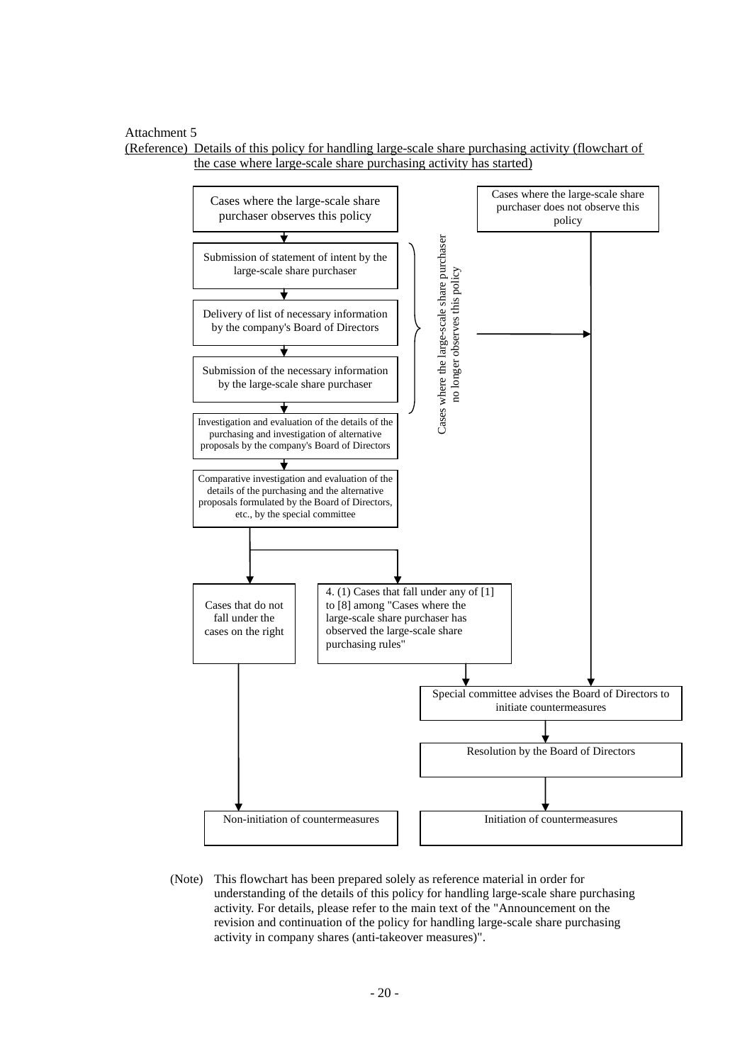Attachment 5

(Reference) Details of this policy for handling large-scale share purchasing activity (flowchart of the case where large-scale share purchasing activity has started)

Cases where the large-scale share purchaser observes this policy

Cases where the large-scale share purchaser does not observe this policy

Submission of statement of intent by the large-scale share purchaser

Delivery of list of necessary information by the company's Board of Directors

Submission of the necessary information by the large-scale share purchaser

Cases where the large-scale share purchaser no longer observes this policy

Investigation and evaluation of the details of the purchasing and investigation of alternative proposals by the company's Board of Directors

Comparative investigation and evaluation of the details of the purchasing and the alternative proposals formulated by the Board of Directors, etc., by the special committee

Cases that do not fall under the cases on the right

4. (1) Cases that fall under any of [1] to [8] among "Cases where the large-scale share purchaser has observed the large-scale share purchasing rules"

Special committee advises the Board of Directors to initiate countermeasures

Resolution by the Board of Directors

Non-initiation of countermeasures

Initiation of countermeasures

(Note) This flowchart has been prepared solely as reference material in order for understanding of the details of this policy for handling large-scale share purchasing activity. For details, please refer to the main text of the "Announcement on the revision and continuation of the policy for handling large-scale share purchasing activity in company shares (anti-takeover measures)".